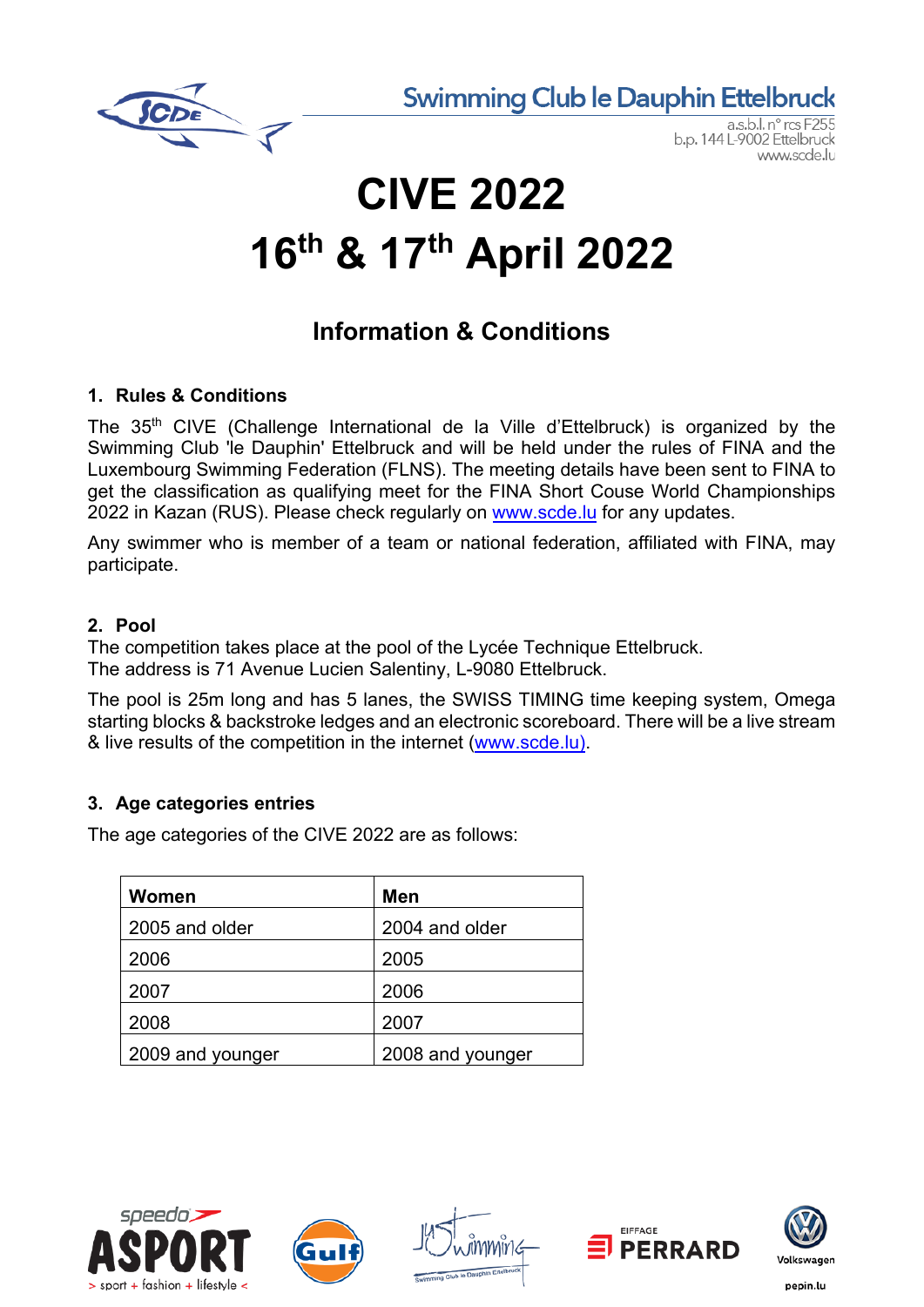Swimming Club le Dauphin Ettelbruck

a.s.b.l. n° rcs F255
b.p. 144 L-9002 Ettelbruck
www.scde.lu

# CIVE 2022

# 16th & 17th April 2022

## Information & Conditions

### 1. Rules & Conditions

The 35th CIVE (Challenge International de la Ville d'Ettelbruck) is organized by the Swimming Club 'le Dauphin' Ettelbruck and will be held under the rules of FINA and the Luxembourg Swimming Federation (FLNS). The meeting details have been sent to FINA to get the classification as qualifying meet for the FINA Short Couse World Championships 2022 in Kazan (RUS). Please check regularly on www.scde.lu for any updates.

Any swimmer who is member of a team or national federation, affiliated with FINA, may participate.

### 2. Pool

The competition takes place at the pool of the Lycée Technique Ettelbruck.
The address is 71 Avenue Lucien Salentiny, L-9080 Ettelbruck.

The pool is 25m long and has 5 lanes, the SWISS TIMING time keeping system, Omega starting blocks & backstroke ledges and an electronic scoreboard. There will be a live stream & live results of the competition in the internet (www.scde.lu).

### 3. Age categories entries

The age categories of the CIVE 2022 are as follows:

| Women | Men |
|---|---|
| 2005 and older | 2004 and older |
| 2006 | 2005 |
| 2007 | 2006 |
| 2008 | 2007 |
| 2009 and younger | 2008 and younger |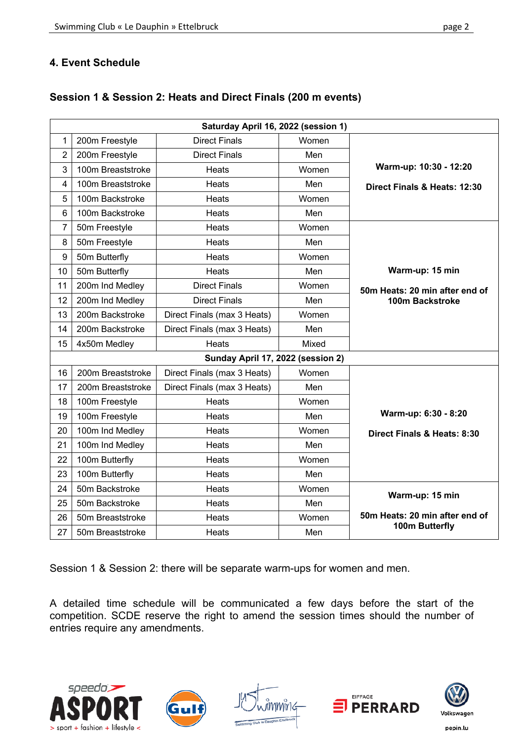## 4. Event Schedule

### Session 1 & Session 2: Heats and Direct Finals (200 m events)

| Saturday April 16, 2022 (session 1) | | | | |
|---|---|---|---|---|
| 1 | 200m Freestyle | Direct Finals | Women | **Warm-up: 10:30 - 12:20**<br>**Direct Finals & Heats: 12:30** |
| 2 | 200m Freestyle | Direct Finals | Men | |
| 3 | 100m Breaststroke | Heats | Women | |
| 4 | 100m Breaststroke | Heats | Men | |
| 5 | 100m Backstroke | Heats | Women | |
| 6 | 100m Backstroke | Heats | Men | |
| 7 | 50m Freestyle | Heats | Women | **Warm-up: 15 min**<br>**50m Heats: 20 min after end of 100m Backstroke** |
| 8 | 50m Freestyle | Heats | Men | |
| 9 | 50m Butterfly | Heats | Women | |
| 10 | 50m Butterfly | Heats | Men | |
| 11 | 200m Ind Medley | Direct Finals | Women | |
| 12 | 200m Ind Medley | Direct Finals | Men | |
| 13 | 200m Backstroke | Direct Finals (max 3 Heats) | Women | |
| 14 | 200m Backstroke | Direct Finals (max 3 Heats) | Men | |
| 15 | 4x50m Medley | Heats | Mixed | |
| **Sunday April 17, 2022 (session 2)** | | | | |
| 16 | 200m Breaststroke | Direct Finals (max 3 Heats) | Women | **Warm-up: 6:30 - 8:20**<br>**Direct Finals & Heats: 8:30** |
| 17 | 200m Breaststroke | Direct Finals (max 3 Heats) | Men | |
| 18 | 100m Freestyle | Heats | Women | |
| 19 | 100m Freestyle | Heats | Men | |
| 20 | 100m Ind Medley | Heats | Women | |
| 21 | 100m Ind Medley | Heats | Men | |
| 22 | 100m Butterfly | Heats | Women | |
| 23 | 100m Butterfly | Heats | Men | |
| 24 | 50m Backstroke | Heats | Women | **Warm-up: 15 min**<br>**50m Heats: 20 min after end of 100m Butterfly** |
| 25 | 50m Backstroke | Heats | Men | |
| 26 | 50m Breaststroke | Heats | Women | |
| 27 | 50m Breaststroke | Heats | Men | |

Session 1 & Session 2: there will be separate warm-ups for women and men.

A detailed time schedule will be communicated a few days before the start of the competition. SCDE reserve the right to amend the session times should the number of entries require any amendments.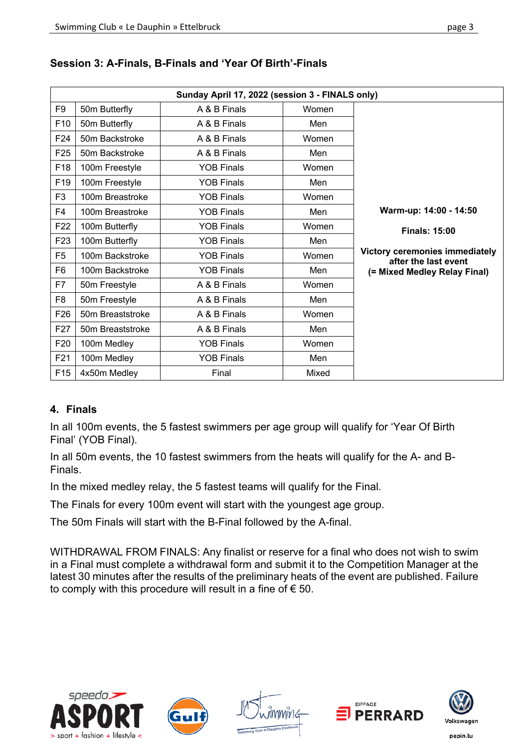## Session 3: A-Finals, B-Finals and 'Year Of Birth'-Finals

| Sunday April 17, 2022 (session 3 - FINALS only) | | | | |
|---|---|---|---|---|
| F9 | 50m Butterfly | A & B Finals | Women | **Warm-up: 14:00 - 14:50**<br>**Finals: 15:00**<br>**Victory ceremonies immediately after the last event (= Mixed Medley Relay Final)** |
| F10 | 50m Butterfly | A & B Finals | Men | |
| F24 | 50m Backstroke | A & B Finals | Women | |
| F25 | 50m Backstroke | A & B Finals | Men | |
| F18 | 100m Freestyle | YOB Finals | Women | |
| F19 | 100m Freestyle | YOB Finals | Men | |
| F3 | 100m Breastroke | YOB Finals | Women | |
| F4 | 100m Breastroke | YOB Finals | Men | |
| F22 | 100m Butterfly | YOB Finals | Women | |
| F23 | 100m Butterfly | YOB Finals | Men | |
| F5 | 100m Backstroke | YOB Finals | Women | |
| F6 | 100m Backstroke | YOB Finals | Men | |
| F7 | 50m Freestyle | A & B Finals | Women | |
| F8 | 50m Freestyle | A & B Finals | Men | |
| F26 | 50m Breaststroke | A & B Finals | Women | |
| F27 | 50m Breaststroke | A & B Finals | Men | |
| F20 | 100m Medley | YOB Finals | Women | |
| F21 | 100m Medley | YOB Finals | Men | |
| F15 | 4x50m Medley | Final | Mixed | |

## 4. Finals

In all 100m events, the 5 fastest swimmers per age group will qualify for 'Year Of Birth Final' (YOB Final).

In all 50m events, the 10 fastest swimmers from the heats will qualify for the A- and B-Finals.

In the mixed medley relay, the 5 fastest teams will qualify for the Final.

The Finals for every 100m event will start with the youngest age group.

The 50m Finals will start with the B-Final followed by the A-final.

WITHDRAWAL FROM FINALS: Any finalist or reserve for a final who does not wish to swim in a Final must complete a withdrawal form and submit it to the Competition Manager at the latest 30 minutes after the results of the preliminary heats of the event are published. Failure to comply with this procedure will result in a fine of € 50.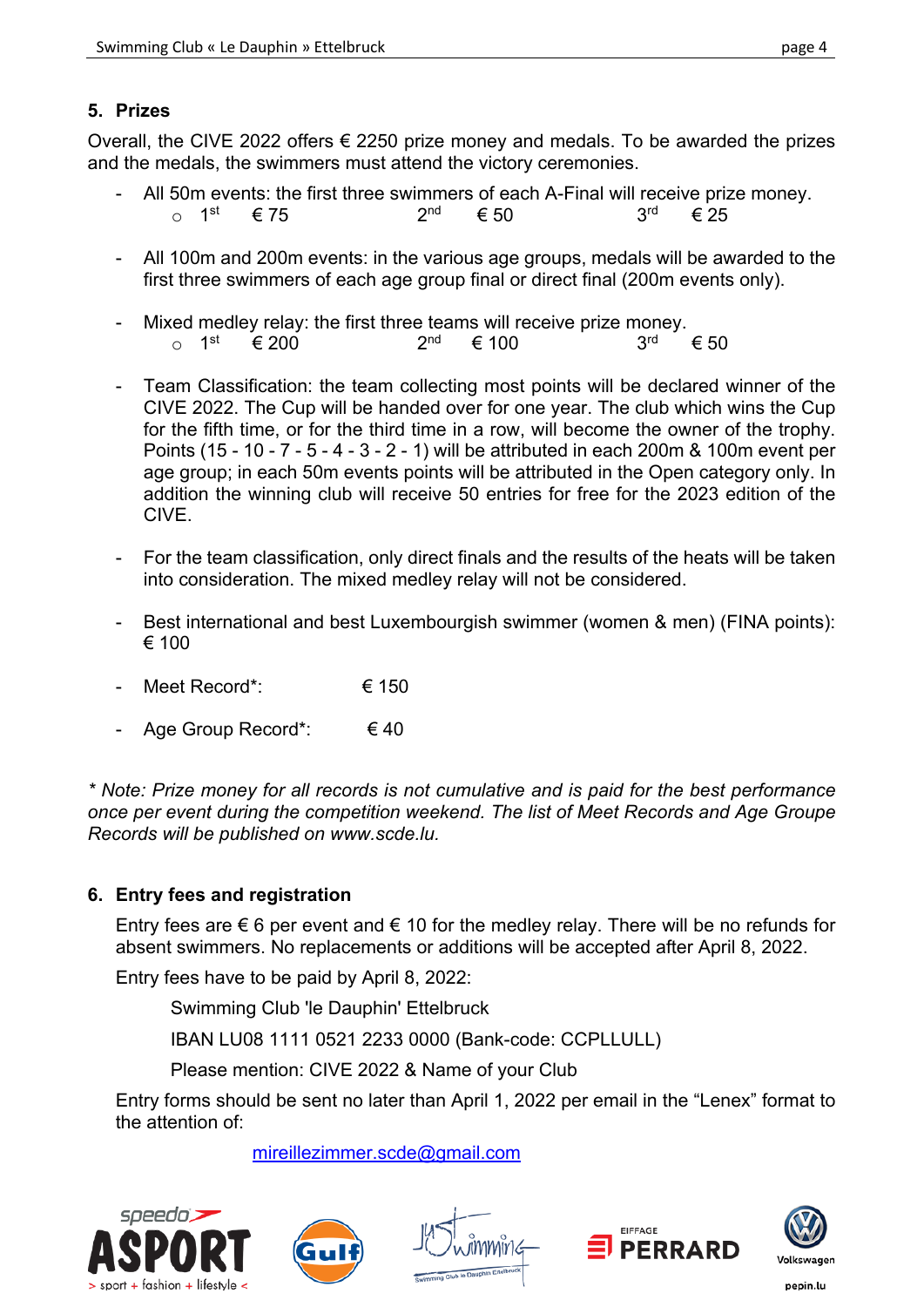## 5. Prizes

Overall, the CIVE 2022 offers € 2250 prize money and medals. To be awarded the prizes and the medals, the swimmers must attend the victory ceremonies.

- All 50m events: the first three swimmers of each A-Final will receive prize money.
  - 1st € 75 2nd € 50 3rd € 25
- All 100m and 200m events: in the various age groups, medals will be awarded to the first three swimmers of each age group final or direct final (200m events only).
- Mixed medley relay: the first three teams will receive prize money.
  - 1st € 200 2nd € 100 3rd € 50
- Team Classification: the team collecting most points will be declared winner of the CIVE 2022. The Cup will be handed over for one year. The club which wins the Cup for the fifth time, or for the third time in a row, will become the owner of the trophy. Points (15 - 10 - 7 - 5 - 4 - 3 - 2 - 1) will be attributed in each 200m & 100m event per age group; in each 50m events points will be attributed in the Open category only. In addition the winning club will receive 50 entries for free for the 2023 edition of the CIVE.
- For the team classification, only direct finals and the results of the heats will be taken into consideration. The mixed medley relay will not be considered.
- Best international and best Luxembourgish swimmer (women & men) (FINA points): € 100
- Meet Record*: € 150
- Age Group Record*: € 40

*\* Note: Prize money for all records is not cumulative and is paid for the best performance once per event during the competition weekend. The list of Meet Records and Age Groupe Records will be published on www.scde.lu.*

## 6. Entry fees and registration

Entry fees are € 6 per event and € 10 for the medley relay. There will be no refunds for absent swimmers. No replacements or additions will be accepted after April 8, 2022.

Entry fees have to be paid by April 8, 2022:

Swimming Club 'le Dauphin' Ettelbruck

IBAN LU08 1111 0521 2233 0000 (Bank-code: CCPLLULL)

Please mention: CIVE 2022 & Name of your Club

Entry forms should be sent no later than April 1, 2022 per email in the "Lenex" format to the attention of:

mireillezimmer.scde@gmail.com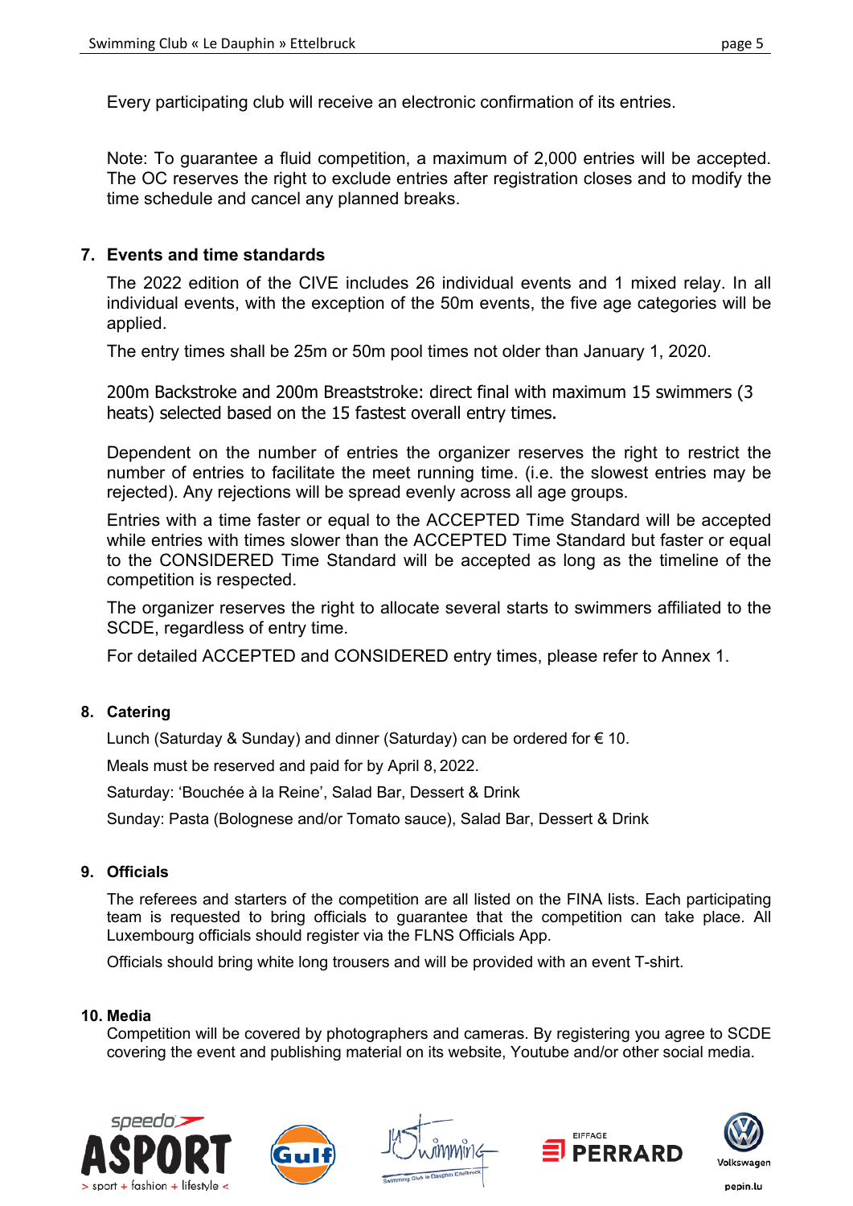Every participating club will receive an electronic confirmation of its entries.

Note: To guarantee a fluid competition, a maximum of 2,000 entries will be accepted. The OC reserves the right to exclude entries after registration closes and to modify the time schedule and cancel any planned breaks.

## 7. Events and time standards

The 2022 edition of the CIVE includes 26 individual events and 1 mixed relay. In all individual events, with the exception of the 50m events, the five age categories will be applied.

The entry times shall be 25m or 50m pool times not older than January 1, 2020.

200m Backstroke and 200m Breaststroke: direct final with maximum 15 swimmers (3 heats) selected based on the 15 fastest overall entry times.

Dependent on the number of entries the organizer reserves the right to restrict the number of entries to facilitate the meet running time. (i.e. the slowest entries may be rejected). Any rejections will be spread evenly across all age groups.

Entries with a time faster or equal to the ACCEPTED Time Standard will be accepted while entries with times slower than the ACCEPTED Time Standard but faster or equal to the CONSIDERED Time Standard will be accepted as long as the timeline of the competition is respected.

The organizer reserves the right to allocate several starts to swimmers affiliated to the SCDE, regardless of entry time.

For detailed ACCEPTED and CONSIDERED entry times, please refer to Annex 1.

## 8. Catering

Lunch (Saturday & Sunday) and dinner (Saturday) can be ordered for € 10.

Meals must be reserved and paid for by April 8, 2022.

Saturday: 'Bouchée à la Reine', Salad Bar, Dessert & Drink

Sunday: Pasta (Bolognese and/or Tomato sauce), Salad Bar, Dessert & Drink

## 9. Officials

The referees and starters of the competition are all listed on the FINA lists. Each participating team is requested to bring officials to guarantee that the competition can take place. All Luxembourg officials should register via the FLNS Officials App.

Officials should bring white long trousers and will be provided with an event T-shirt.

## 10. Media

Competition will be covered by photographers and cameras. By registering you agree to SCDE covering the event and publishing material on its website, Youtube and/or other social media.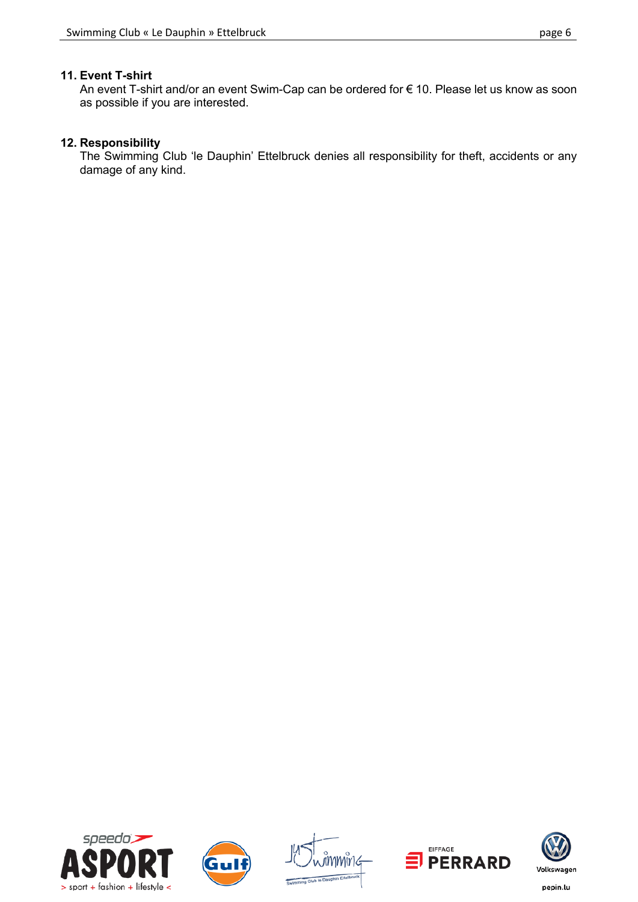## 11. Event T-shirt

An event T-shirt and/or an event Swim-Cap can be ordered for € 10. Please let us know as soon as possible if you are interested.

## 12. Responsibility

The Swimming Club 'le Dauphin' Ettelbruck denies all responsibility for theft, accidents or any damage of any kind.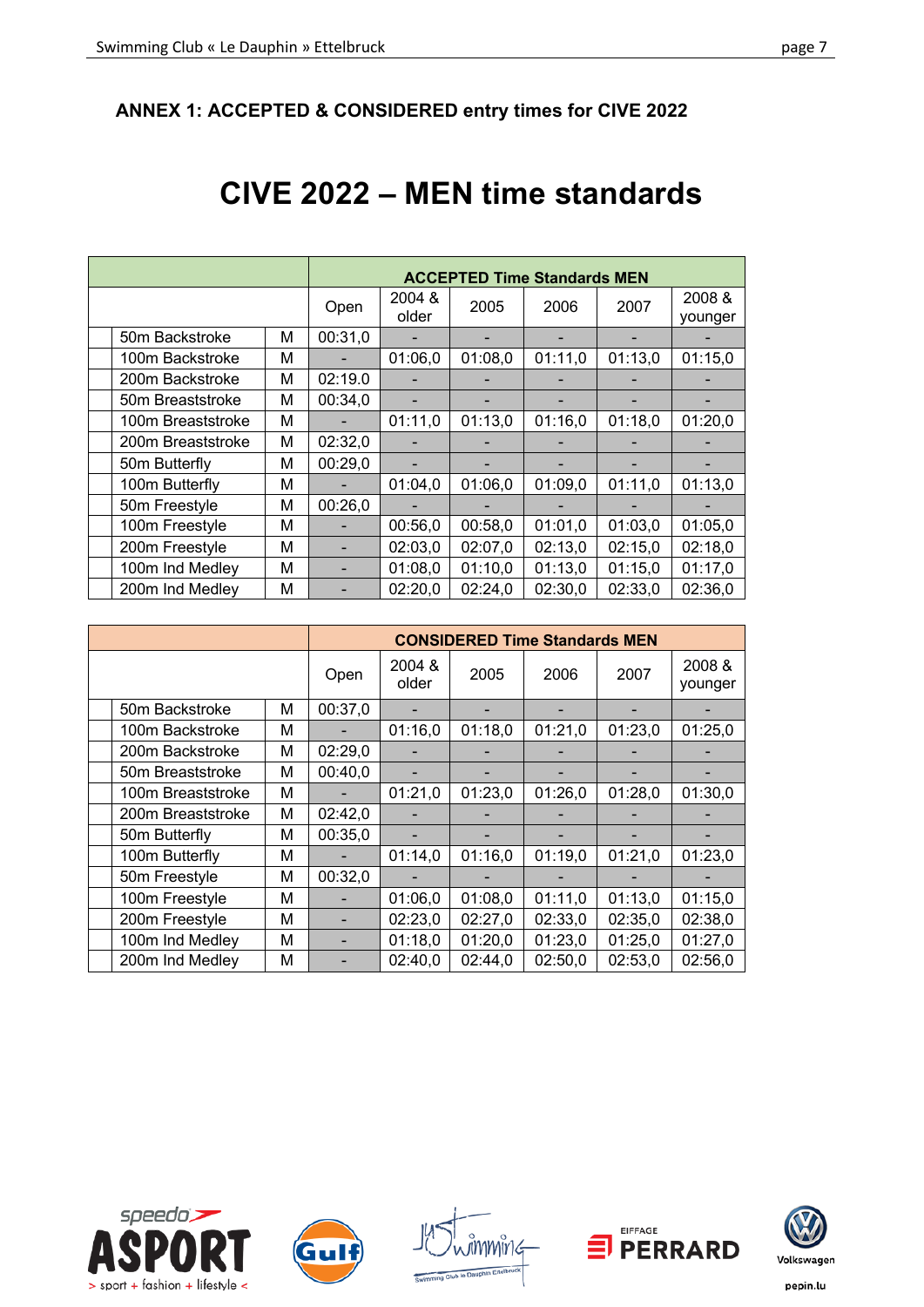## ANNEX 1: ACCEPTED & CONSIDERED entry times for CIVE 2022

# CIVE 2022 – MEN time standards

| | | ACCEPTED Time Standards MEN | | | | | |
|---|---|---|---|---|---|---|---|
| | | Open | 2004 & older | 2005 | 2006 | 2007 | 2008 & younger |
| 50m Backstroke | M | 00:31,0 | - | - | - | - | - |
| 100m Backstroke | M | - | 01:06,0 | 01:08,0 | 01:11,0 | 01:13,0 | 01:15,0 |
| 200m Backstroke | M | 02:19.0 | - | - | - | - | - |
| 50m Breaststroke | M | 00:34,0 | - | - | - | - | - |
| 100m Breaststroke | M | - | 01:11,0 | 01:13,0 | 01:16,0 | 01:18,0 | 01:20,0 |
| 200m Breaststroke | M | 02:32,0 | - | - | - | - | - |
| 50m Butterfly | M | 00:29,0 | - | - | - | - | - |
| 100m Butterfly | M | - | 01:04,0 | 01:06,0 | 01:09,0 | 01:11,0 | 01:13,0 |
| 50m Freestyle | M | 00:26,0 | - | - | - | - | - |
| 100m Freestyle | M | - | 00:56,0 | 00:58,0 | 01:01,0 | 01:03,0 | 01:05,0 |
| 200m Freestyle | M | - | 02:03,0 | 02:07,0 | 02:13,0 | 02:15,0 | 02:18,0 |
| 100m Ind Medley | M | - | 01:08,0 | 01:10,0 | 01:13,0 | 01:15,0 | 01:17,0 |
| 200m Ind Medley | M | - | 02:20,0 | 02:24,0 | 02:30,0 | 02:33,0 | 02:36,0 |

| | | CONSIDERED Time Standards MEN | | | | | |
|---|---|---|---|---|---|---|---|
| | | Open | 2004 & older | 2005 | 2006 | 2007 | 2008 & younger |
| 50m Backstroke | M | 00:37,0 | - | - | - | - | - |
| 100m Backstroke | M | - | 01:16,0 | 01:18,0 | 01:21,0 | 01:23,0 | 01:25,0 |
| 200m Backstroke | M | 02:29,0 | - | - | - | - | - |
| 50m Breaststroke | M | 00:40,0 | - | - | - | - | - |
| 100m Breaststroke | M | - | 01:21,0 | 01:23,0 | 01:26,0 | 01:28,0 | 01:30,0 |
| 200m Breaststroke | M | 02:42,0 | - | - | - | - | - |
| 50m Butterfly | M | 00:35,0 | - | - | - | - | - |
| 100m Butterfly | M | - | 01:14,0 | 01:16,0 | 01:19,0 | 01:21,0 | 01:23,0 |
| 50m Freestyle | M | 00:32,0 | - | - | - | - | - |
| 100m Freestyle | M | - | 01:06,0 | 01:08,0 | 01:11,0 | 01:13,0 | 01:15,0 |
| 200m Freestyle | M | - | 02:23,0 | 02:27,0 | 02:33,0 | 02:35,0 | 02:38,0 |
| 100m Ind Medley | M | - | 01:18,0 | 01:20,0 | 01:23,0 | 01:25,0 | 01:27,0 |
| 200m Ind Medley | M | - | 02:40,0 | 02:44,0 | 02:50,0 | 02:53,0 | 02:56,0 |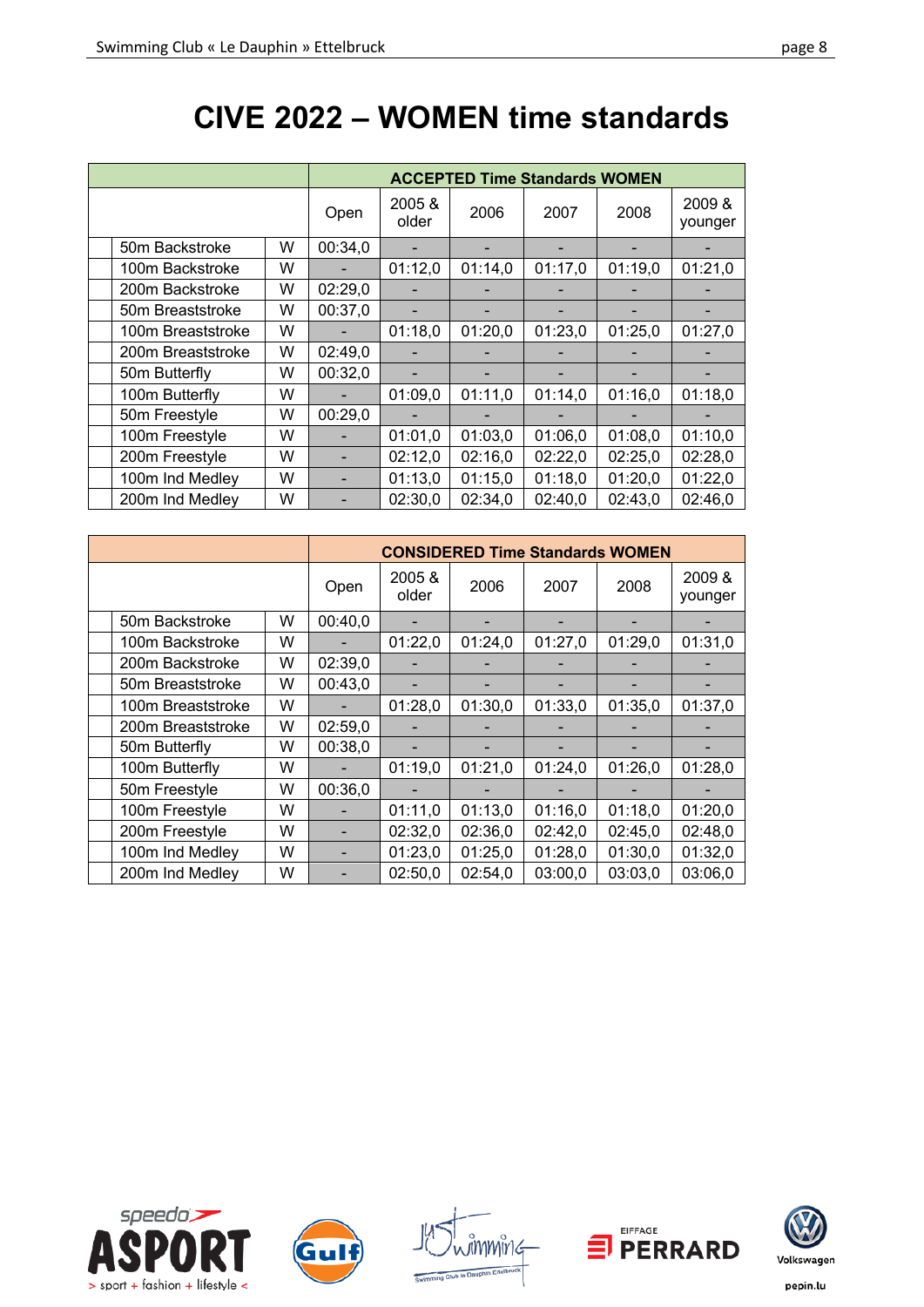# CIVE 2022 – WOMEN time standards

| | | ACCEPTED Time Standards WOMEN | | | | | |
|---|---|---|---|---|---|---|---|
| | | Open | 2005 & older | 2006 | 2007 | 2008 | 2009 & younger |
| 50m Backstroke | W | 00:34,0 | - | - | - | - | - |
| 100m Backstroke | W | - | 01:12,0 | 01:14,0 | 01:17,0 | 01:19,0 | 01:21,0 |
| 200m Backstroke | W | 02:29,0 | - | - | - | - | - |
| 50m Breaststroke | W | 00:37,0 | - | - | - | - | - |
| 100m Breaststroke | W | - | 01:18,0 | 01:20,0 | 01:23,0 | 01:25,0 | 01:27,0 |
| 200m Breaststroke | W | 02:49,0 | - | - | - | - | - |
| 50m Butterfly | W | 00:32,0 | - | - | - | - | - |
| 100m Butterfly | W | - | 01:09,0 | 01:11,0 | 01:14,0 | 01:16,0 | 01:18,0 |
| 50m Freestyle | W | 00:29,0 | - | - | - | - | - |
| 100m Freestyle | W | - | 01:01,0 | 01:03,0 | 01:06,0 | 01:08,0 | 01:10,0 |
| 200m Freestyle | W | - | 02:12,0 | 02:16,0 | 02:22,0 | 02:25,0 | 02:28,0 |
| 100m Ind Medley | W | - | 01:13,0 | 01:15,0 | 01:18,0 | 01:20,0 | 01:22,0 |
| 200m Ind Medley | W | - | 02:30,0 | 02:34,0 | 02:40,0 | 02:43,0 | 02:46,0 |

| | | CONSIDERED Time Standards WOMEN | | | | | |
|---|---|---|---|---|---|---|---|
| | | Open | 2005 & older | 2006 | 2007 | 2008 | 2009 & younger |
| 50m Backstroke | W | 00:40,0 | - | - | - | - | - |
| 100m Backstroke | W | - | 01:22,0 | 01:24,0 | 01:27,0 | 01:29,0 | 01:31,0 |
| 200m Backstroke | W | 02:39,0 | - | - | - | - | - |
| 50m Breaststroke | W | 00:43,0 | - | - | - | - | - |
| 100m Breaststroke | W | - | 01:28,0 | 01:30,0 | 01:33,0 | 01:35,0 | 01:37,0 |
| 200m Breaststroke | W | 02:59,0 | - | - | - | - | - |
| 50m Butterfly | W | 00:38,0 | - | - | - | - | - |
| 100m Butterfly | W | - | 01:19,0 | 01:21,0 | 01:24,0 | 01:26,0 | 01:28,0 |
| 50m Freestyle | W | 00:36,0 | - | - | - | - | - |
| 100m Freestyle | W | - | 01:11,0 | 01:13,0 | 01:16,0 | 01:18,0 | 01:20,0 |
| 200m Freestyle | W | - | 02:32,0 | 02:36,0 | 02:42,0 | 02:45,0 | 02:48,0 |
| 100m Ind Medley | W | - | 01:23,0 | 01:25,0 | 01:28,0 | 01:30,0 | 01:32,0 |
| 200m Ind Medley | W | - | 02:50,0 | 02:54,0 | 03:00,0 | 03:03,0 | 03:06,0 |